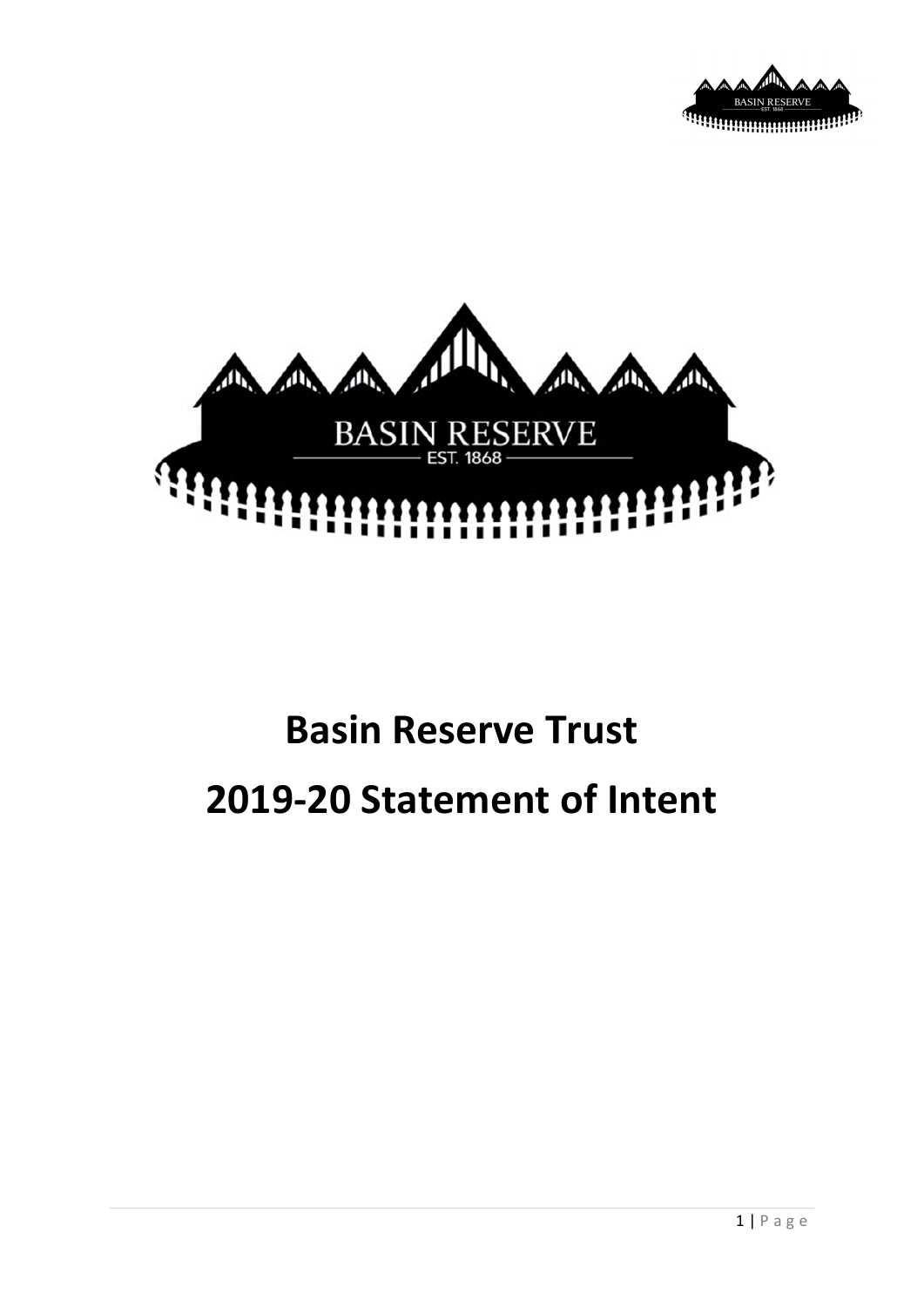# Basin Reserve Trust

# 2019-20 Statement of Intent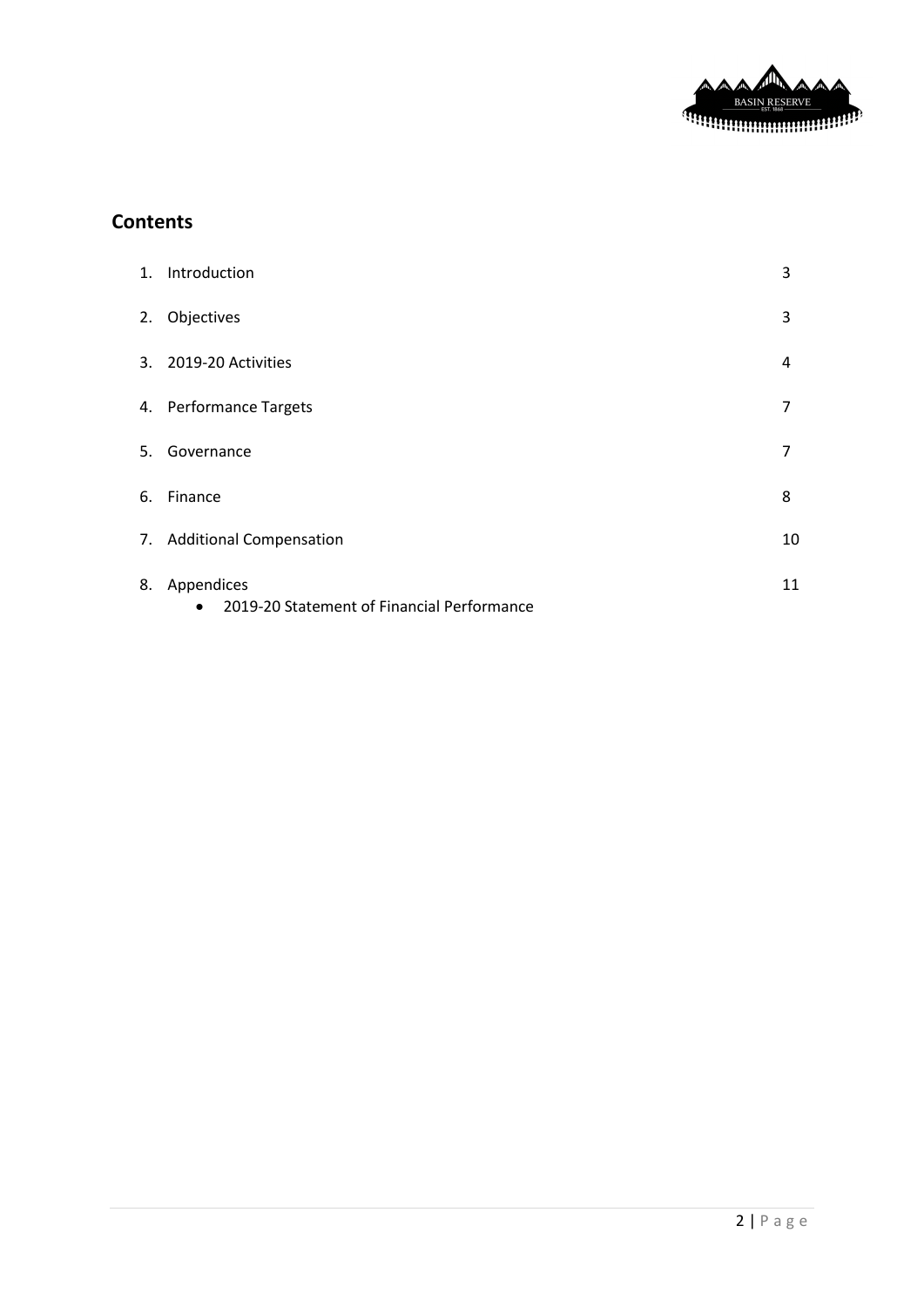## Contents

| | | |
|---|---|---|
| 1. | Introduction | 3 |
| 2. | Objectives | 3 |
| 3. | 2019-20 Activities | 4 |
| 4. | Performance Targets | 7 |
| 5. | Governance | 7 |
| 6. | Finance | 8 |
| 7. | Additional Compensation | 10 |
| 8. | Appendices<br>• 2019-20 Statement of Financial Performance | 11 |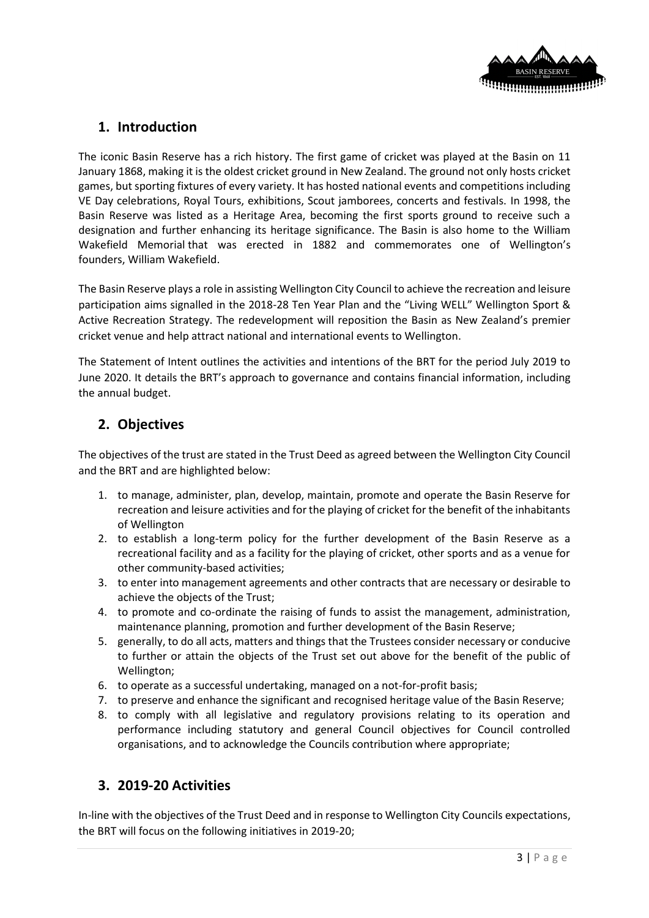## 1. Introduction

The iconic Basin Reserve has a rich history. The first game of cricket was played at the Basin on 11 January 1868, making it is the oldest cricket ground in New Zealand. The ground not only hosts cricket games, but sporting fixtures of every variety. It has hosted national events and competitions including VE Day celebrations, Royal Tours, exhibitions, Scout jamborees, concerts and festivals. In 1998, the Basin Reserve was listed as a Heritage Area, becoming the first sports ground to receive such a designation and further enhancing its heritage significance. The Basin is also home to the William Wakefield Memorial that was erected in 1882 and commemorates one of Wellington's founders, William Wakefield.

The Basin Reserve plays a role in assisting Wellington City Council to achieve the recreation and leisure participation aims signalled in the 2018-28 Ten Year Plan and the "Living WELL" Wellington Sport & Active Recreation Strategy. The redevelopment will reposition the Basin as New Zealand's premier cricket venue and help attract national and international events to Wellington.

The Statement of Intent outlines the activities and intentions of the BRT for the period July 2019 to June 2020. It details the BRT's approach to governance and contains financial information, including the annual budget.

## 2. Objectives

The objectives of the trust are stated in the Trust Deed as agreed between the Wellington City Council and the BRT and are highlighted below:

1. to manage, administer, plan, develop, maintain, promote and operate the Basin Reserve for recreation and leisure activities and for the playing of cricket for the benefit of the inhabitants of Wellington
2. to establish a long-term policy for the further development of the Basin Reserve as a recreational facility and as a facility for the playing of cricket, other sports and as a venue for other community-based activities;
3. to enter into management agreements and other contracts that are necessary or desirable to achieve the objects of the Trust;
4. to promote and co-ordinate the raising of funds to assist the management, administration, maintenance planning, promotion and further development of the Basin Reserve;
5. generally, to do all acts, matters and things that the Trustees consider necessary or conducive to further or attain the objects of the Trust set out above for the benefit of the public of Wellington;
6. to operate as a successful undertaking, managed on a not-for-profit basis;
7. to preserve and enhance the significant and recognised heritage value of the Basin Reserve;
8. to comply with all legislative and regulatory provisions relating to its operation and performance including statutory and general Council objectives for Council controlled organisations, and to acknowledge the Councils contribution where appropriate;

## 3. 2019-20 Activities

In-line with the objectives of the Trust Deed and in response to Wellington City Councils expectations, the BRT will focus on the following initiatives in 2019-20;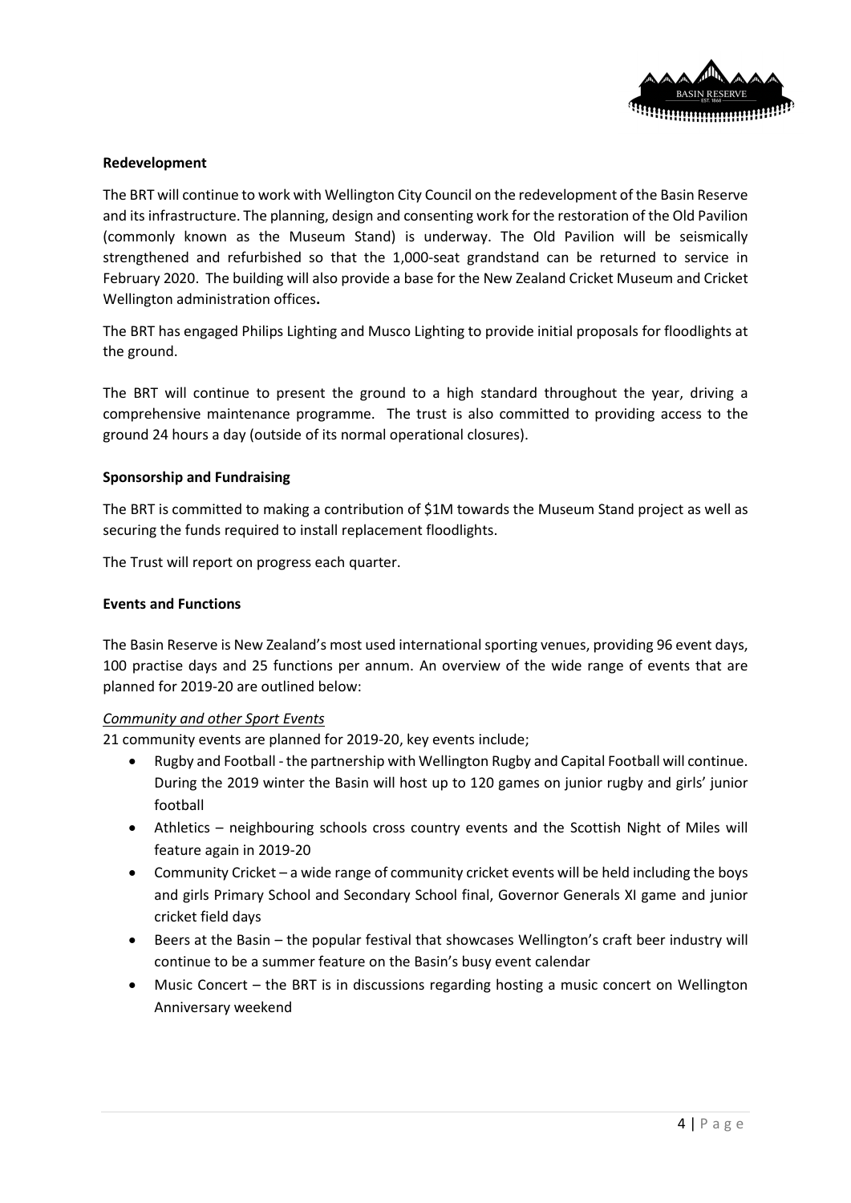**Redevelopment**

The BRT will continue to work with Wellington City Council on the redevelopment of the Basin Reserve and its infrastructure. The planning, design and consenting work for the restoration of the Old Pavilion (commonly known as the Museum Stand) is underway. The Old Pavilion will be seismically strengthened and refurbished so that the 1,000-seat grandstand can be returned to service in February 2020. The building will also provide a base for the New Zealand Cricket Museum and Cricket Wellington administration offices**.**

The BRT has engaged Philips Lighting and Musco Lighting to provide initial proposals for floodlights at the ground.

The BRT will continue to present the ground to a high standard throughout the year, driving a comprehensive maintenance programme. The trust is also committed to providing access to the ground 24 hours a day (outside of its normal operational closures).

**Sponsorship and Fundraising**

The BRT is committed to making a contribution of $1M towards the Museum Stand project as well as securing the funds required to install replacement floodlights.

The Trust will report on progress each quarter.

**Events and Functions**

The Basin Reserve is New Zealand's most used international sporting venues, providing 96 event days, 100 practise days and 25 functions per annum. An overview of the wide range of events that are planned for 2019-20 are outlined below:

*Community and other Sport Events*

21 community events are planned for 2019-20, key events include;

- Rugby and Football - the partnership with Wellington Rugby and Capital Football will continue. During the 2019 winter the Basin will host up to 120 games on junior rugby and girls' junior football
- Athletics – neighbouring schools cross country events and the Scottish Night of Miles will feature again in 2019-20
- Community Cricket – a wide range of community cricket events will be held including the boys and girls Primary School and Secondary School final, Governor Generals XI game and junior cricket field days
- Beers at the Basin – the popular festival that showcases Wellington's craft beer industry will continue to be a summer feature on the Basin's busy event calendar
- Music Concert – the BRT is in discussions regarding hosting a music concert on Wellington Anniversary weekend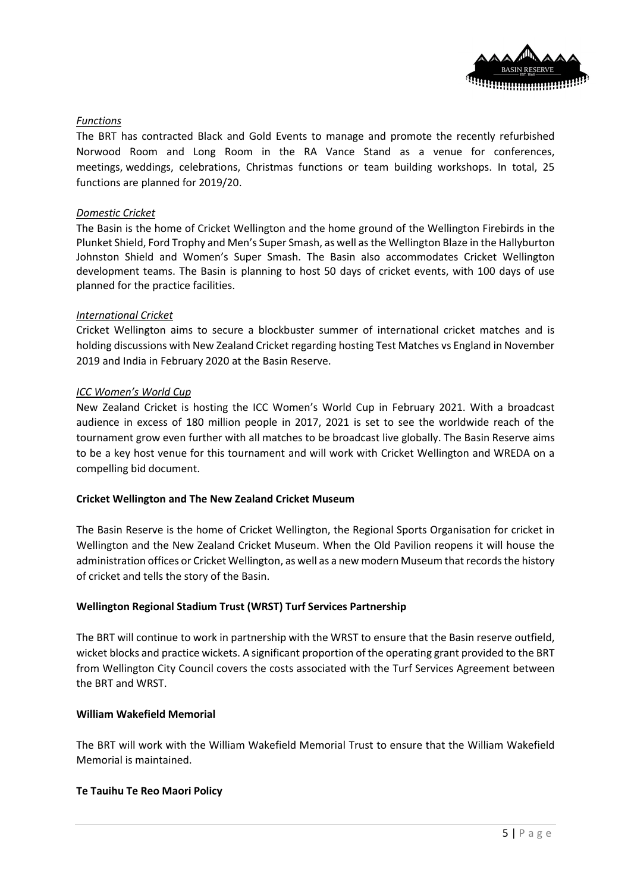*Functions*

The BRT has contracted Black and Gold Events to manage and promote the recently refurbished Norwood Room and Long Room in the RA Vance Stand as a venue for conferences, meetings, weddings, celebrations, Christmas functions or team building workshops. In total, 25 functions are planned for 2019/20.

*Domestic Cricket*

The Basin is the home of Cricket Wellington and the home ground of the Wellington Firebirds in the Plunket Shield, Ford Trophy and Men's Super Smash, as well as the Wellington Blaze in the Hallyburton Johnston Shield and Women's Super Smash. The Basin also accommodates Cricket Wellington development teams. The Basin is planning to host 50 days of cricket events, with 100 days of use planned for the practice facilities.

*International Cricket*

Cricket Wellington aims to secure a blockbuster summer of international cricket matches and is holding discussions with New Zealand Cricket regarding hosting Test Matches vs England in November 2019 and India in February 2020 at the Basin Reserve.

*ICC Women's World Cup*

New Zealand Cricket is hosting the ICC Women's World Cup in February 2021. With a broadcast audience in excess of 180 million people in 2017, 2021 is set to see the worldwide reach of the tournament grow even further with all matches to be broadcast live globally. The Basin Reserve aims to be a key host venue for this tournament and will work with Cricket Wellington and WREDA on a compelling bid document.

**Cricket Wellington and The New Zealand Cricket Museum**

The Basin Reserve is the home of Cricket Wellington, the Regional Sports Organisation for cricket in Wellington and the New Zealand Cricket Museum. When the Old Pavilion reopens it will house the administration offices or Cricket Wellington, as well as a new modern Museum that records the history of cricket and tells the story of the Basin.

**Wellington Regional Stadium Trust (WRST) Turf Services Partnership**

The BRT will continue to work in partnership with the WRST to ensure that the Basin reserve outfield, wicket blocks and practice wickets. A significant proportion of the operating grant provided to the BRT from Wellington City Council covers the costs associated with the Turf Services Agreement between the BRT and WRST.

**William Wakefield Memorial**

The BRT will work with the William Wakefield Memorial Trust to ensure that the William Wakefield Memorial is maintained.

**Te Tauihu Te Reo Maori Policy**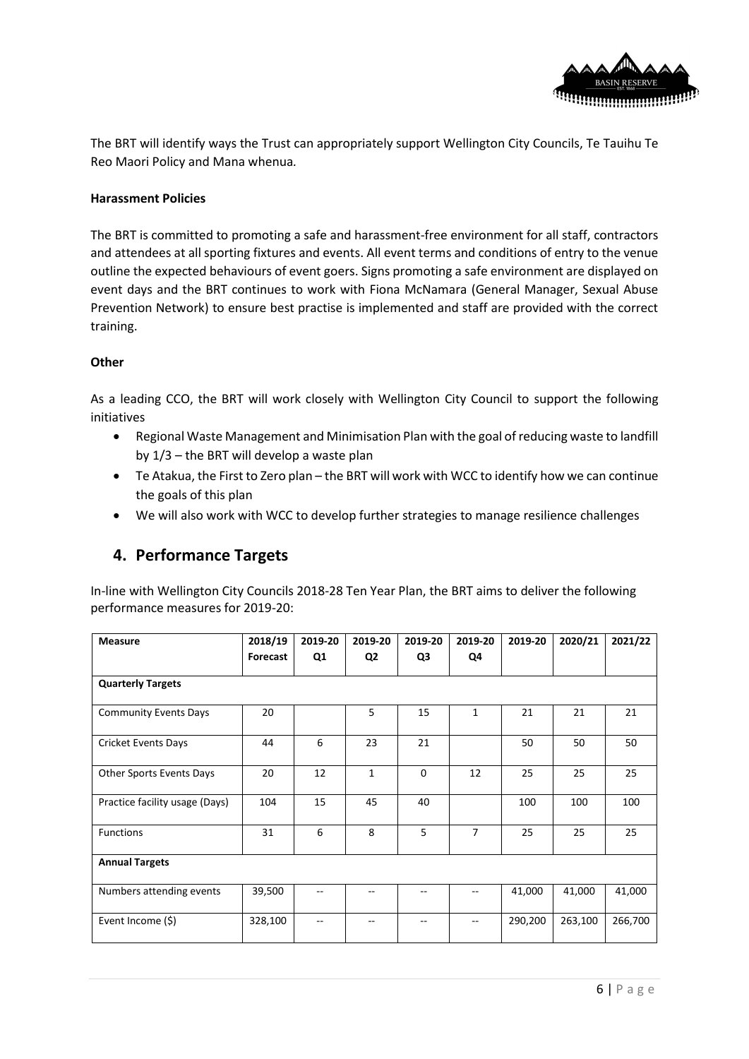The BRT will identify ways the Trust can appropriately support Wellington City Councils, Te Tauihu Te Reo Maori Policy and Mana whenua.

**Harassment Policies**

The BRT is committed to promoting a safe and harassment-free environment for all staff, contractors and attendees at all sporting fixtures and events. All event terms and conditions of entry to the venue outline the expected behaviours of event goers. Signs promoting a safe environment are displayed on event days and the BRT continues to work with Fiona McNamara (General Manager, Sexual Abuse Prevention Network) to ensure best practise is implemented and staff are provided with the correct training.

**Other**

As a leading CCO, the BRT will work closely with Wellington City Council to support the following initiatives

- Regional Waste Management and Minimisation Plan with the goal of reducing waste to landfill by 1/3 – the BRT will develop a waste plan
- Te Atakua, the First to Zero plan – the BRT will work with WCC to identify how we can continue the goals of this plan
- We will also work with WCC to develop further strategies to manage resilience challenges

## 4. Performance Targets

In-line with Wellington City Councils 2018-28 Ten Year Plan, the BRT aims to deliver the following performance measures for 2019-20:

| Measure | 2018/19 Forecast | 2019-20 Q1 | 2019-20 Q2 | 2019-20 Q3 | 2019-20 Q4 | 2019-20 | 2020/21 | 2021/22 |
|---|---|---|---|---|---|---|---|---|
| **Quarterly Targets** | | | | | | | | |
| Community Events Days | 20 | | 5 | 15 | 1 | 21 | 21 | 21 |
| Cricket Events Days | 44 | 6 | 23 | 21 | | 50 | 50 | 50 |
| Other Sports Events Days | 20 | 12 | 1 | 0 | 12 | 25 | 25 | 25 |
| Practice facility usage (Days) | 104 | 15 | 45 | 40 | | 100 | 100 | 100 |
| Functions | 31 | 6 | 8 | 5 | 7 | 25 | 25 | 25 |
| **Annual Targets** | | | | | | | | |
| Numbers attending events | 39,500 | -- | -- | -- | -- | 41,000 | 41,000 | 41,000 |
| Event Income ($) | 328,100 | -- | -- | -- | -- | 290,200 | 263,100 | 266,700 |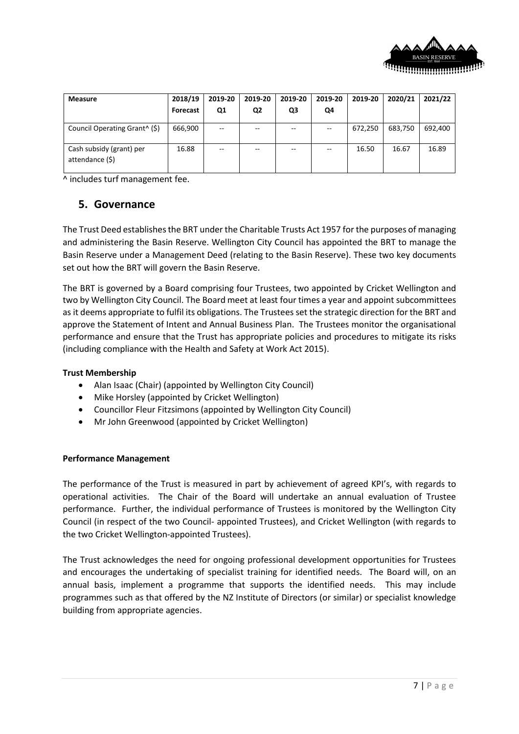| Measure | 2018/19 Forecast | 2019-20 Q1 | 2019-20 Q2 | 2019-20 Q3 | 2019-20 Q4 | 2019-20 | 2020/21 | 2021/22 |
|---|---|---|---|---|---|---|---|---|
| Council Operating Grant^ ($) | 666,900 | -- | -- | -- | -- | 672,250 | 683,750 | 692,400 |
| Cash subsidy (grant) per attendance ($) | 16.88 | -- | -- | -- | -- | 16.50 | 16.67 | 16.89 |

^ includes turf management fee.

## 5. Governance

The Trust Deed establishes the BRT under the Charitable Trusts Act 1957 for the purposes of managing and administering the Basin Reserve. Wellington City Council has appointed the BRT to manage the Basin Reserve under a Management Deed (relating to the Basin Reserve). These two key documents set out how the BRT will govern the Basin Reserve.

The BRT is governed by a Board comprising four Trustees, two appointed by Cricket Wellington and two by Wellington City Council. The Board meet at least four times a year and appoint subcommittees as it deems appropriate to fulfil its obligations. The Trustees set the strategic direction for the BRT and approve the Statement of Intent and Annual Business Plan. The Trustees monitor the organisational performance and ensure that the Trust has appropriate policies and procedures to mitigate its risks (including compliance with the Health and Safety at Work Act 2015).

**Trust Membership**

- Alan Isaac (Chair) (appointed by Wellington City Council)
- Mike Horsley (appointed by Cricket Wellington)
- Councillor Fleur Fitzsimons (appointed by Wellington City Council)
- Mr John Greenwood (appointed by Cricket Wellington)

**Performance Management**

The performance of the Trust is measured in part by achievement of agreed KPI's, with regards to operational activities. The Chair of the Board will undertake an annual evaluation of Trustee performance. Further, the individual performance of Trustees is monitored by the Wellington City Council (in respect of the two Council- appointed Trustees), and Cricket Wellington (with regards to the two Cricket Wellington-appointed Trustees).

The Trust acknowledges the need for ongoing professional development opportunities for Trustees and encourages the undertaking of specialist training for identified needs. The Board will, on an annual basis, implement a programme that supports the identified needs. This may include programmes such as that offered by the NZ Institute of Directors (or similar) or specialist knowledge building from appropriate agencies.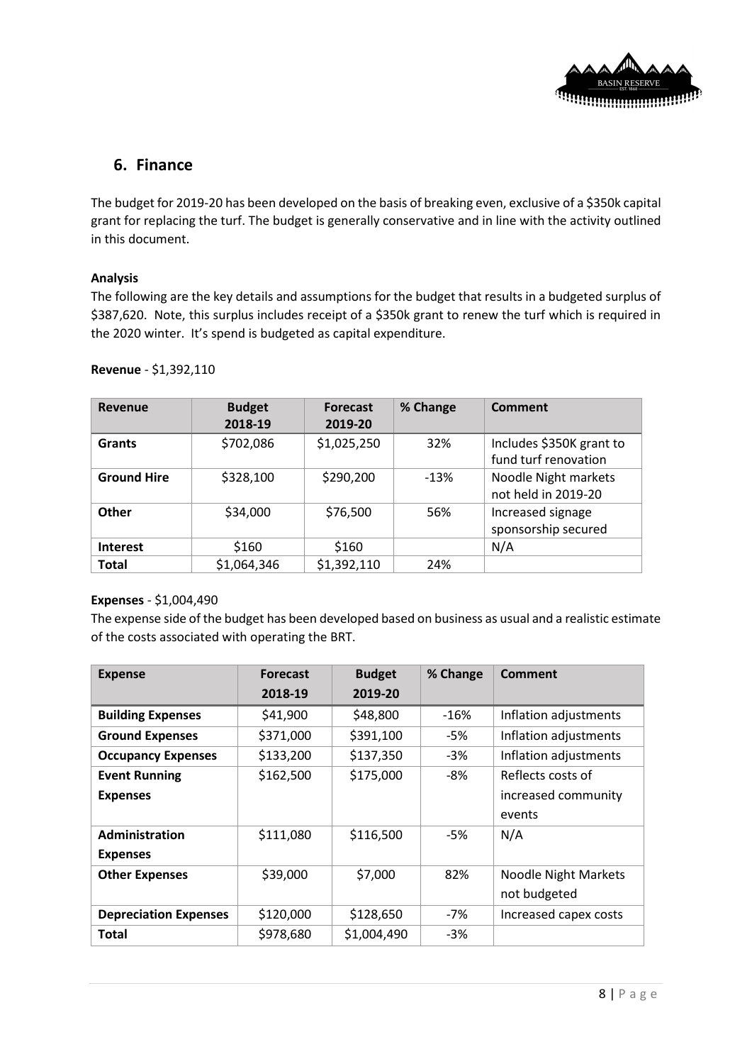## 6. Finance

The budget for 2019-20 has been developed on the basis of breaking even, exclusive of a $350k capital grant for replacing the turf. The budget is generally conservative and in line with the activity outlined in this document.

**Analysis**

The following are the key details and assumptions for the budget that results in a budgeted surplus of $387,620. Note, this surplus includes receipt of a $350k grant to renew the turf which is required in the 2020 winter. It's spend is budgeted as capital expenditure.

**Revenue** - $1,392,110

| Revenue | Budget 2018-19 | Forecast 2019-20 | % Change | Comment |
| --- | --- | --- | --- | --- |
| **Grants** | $702,086 | $1,025,250 | 32% | Includes $350K grant to fund turf renovation |
| **Ground Hire** | $328,100 | $290,200 | -13% | Noodle Night markets not held in 2019-20 |
| **Other** | $34,000 | $76,500 | 56% | Increased signage sponsorship secured |
| **Interest** | $160 | $160 | | N/A |
| **Total** | $1,064,346 | $1,392,110 | 24% | |

**Expenses** - $1,004,490

The expense side of the budget has been developed based on business as usual and a realistic estimate of the costs associated with operating the BRT.

| Expense | Forecast 2018-19 | Budget 2019-20 | % Change | Comment |
| --- | --- | --- | --- | --- |
| **Building Expenses** | $41,900 | $48,800 | -16% | Inflation adjustments |
| **Ground Expenses** | $371,000 | $391,100 | -5% | Inflation adjustments |
| **Occupancy Expenses** | $133,200 | $137,350 | -3% | Inflation adjustments |
| **Event Running Expenses** | $162,500 | $175,000 | -8% | Reflects costs of increased community events |
| **Administration Expenses** | $111,080 | $116,500 | -5% | N/A |
| **Other Expenses** | $39,000 | $7,000 | 82% | Noodle Night Markets not budgeted |
| **Depreciation Expenses** | $120,000 | $128,650 | -7% | Increased capex costs |
| **Total** | $978,680 | $1,004,490 | -3% | |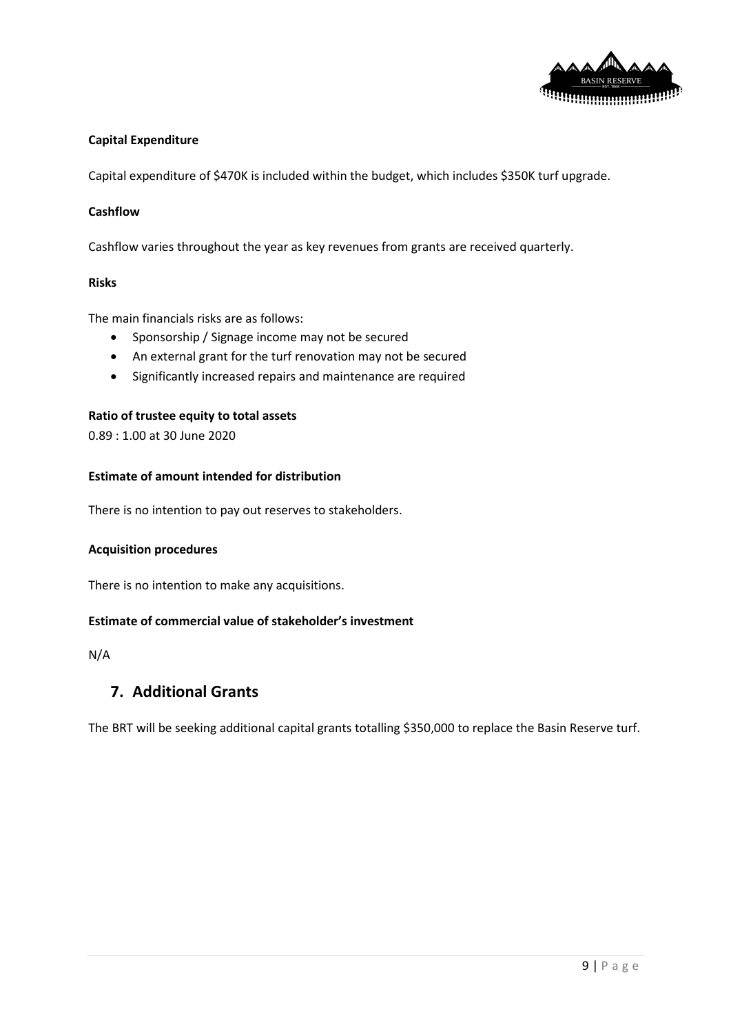**Capital Expenditure**

Capital expenditure of $470K is included within the budget, which includes $350K turf upgrade.

**Cashflow**

Cashflow varies throughout the year as key revenues from grants are received quarterly.

**Risks**

The main financials risks are as follows:

- Sponsorship / Signage income may not be secured
- An external grant for the turf renovation may not be secured
- Significantly increased repairs and maintenance are required

**Ratio of trustee equity to total assets**

0.89 : 1.00 at 30 June 2020

**Estimate of amount intended for distribution**

There is no intention to pay out reserves to stakeholders.

**Acquisition procedures**

There is no intention to make any acquisitions.

**Estimate of commercial value of stakeholder's investment**

N/A

## 7. Additional Grants

The BRT will be seeking additional capital grants totalling $350,000 to replace the Basin Reserve turf.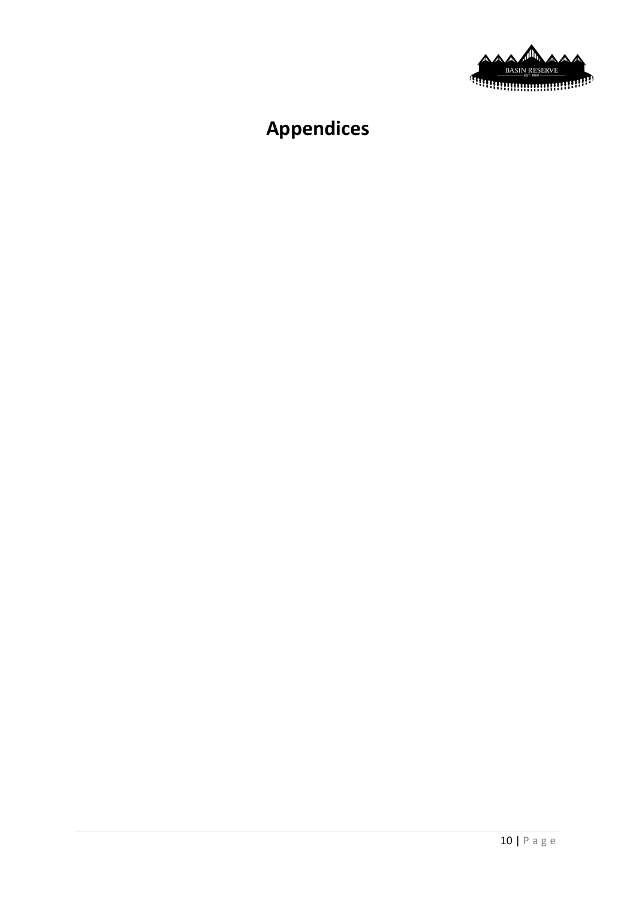# Appendices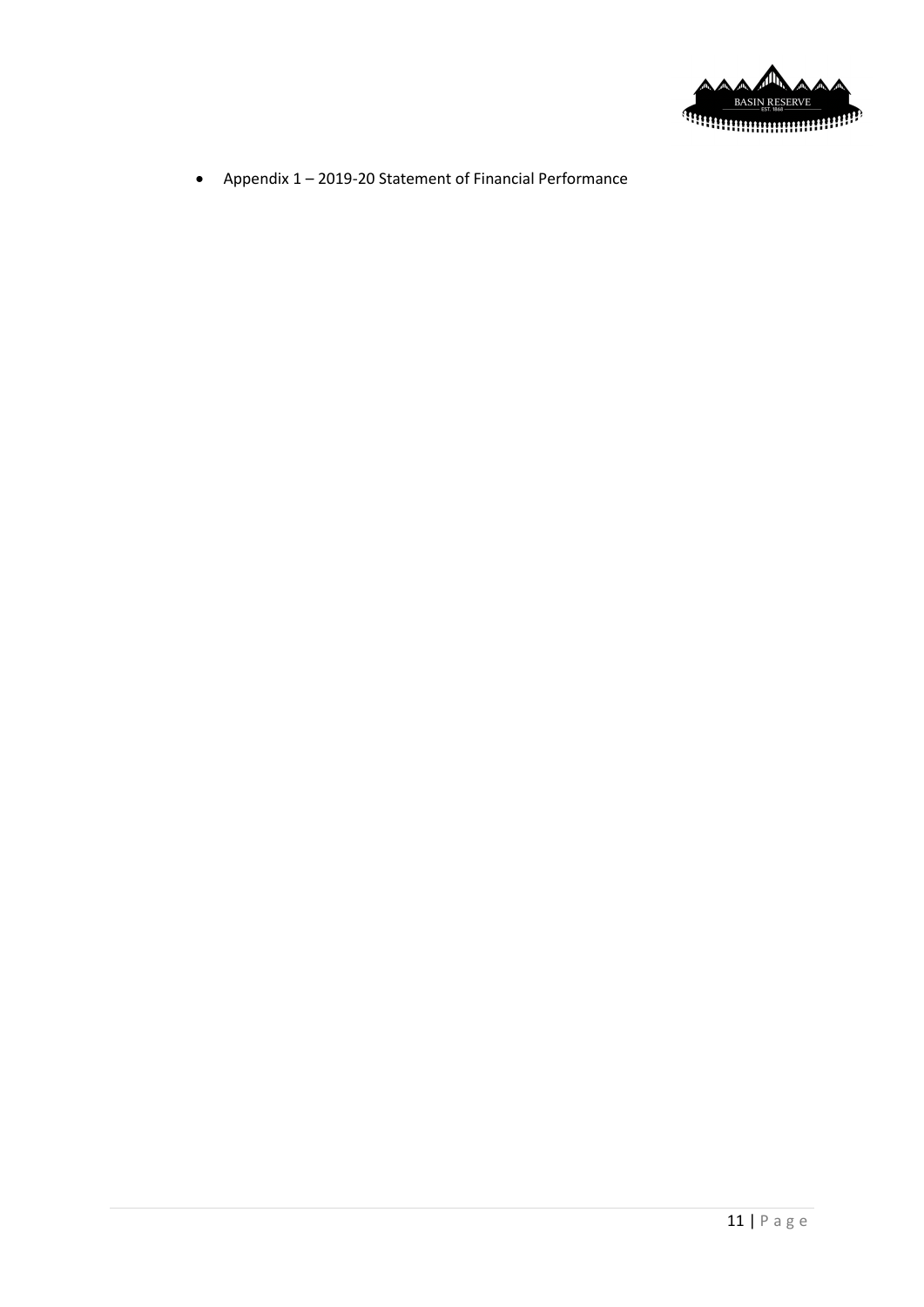- Appendix 1 – 2019-20 Statement of Financial Performance